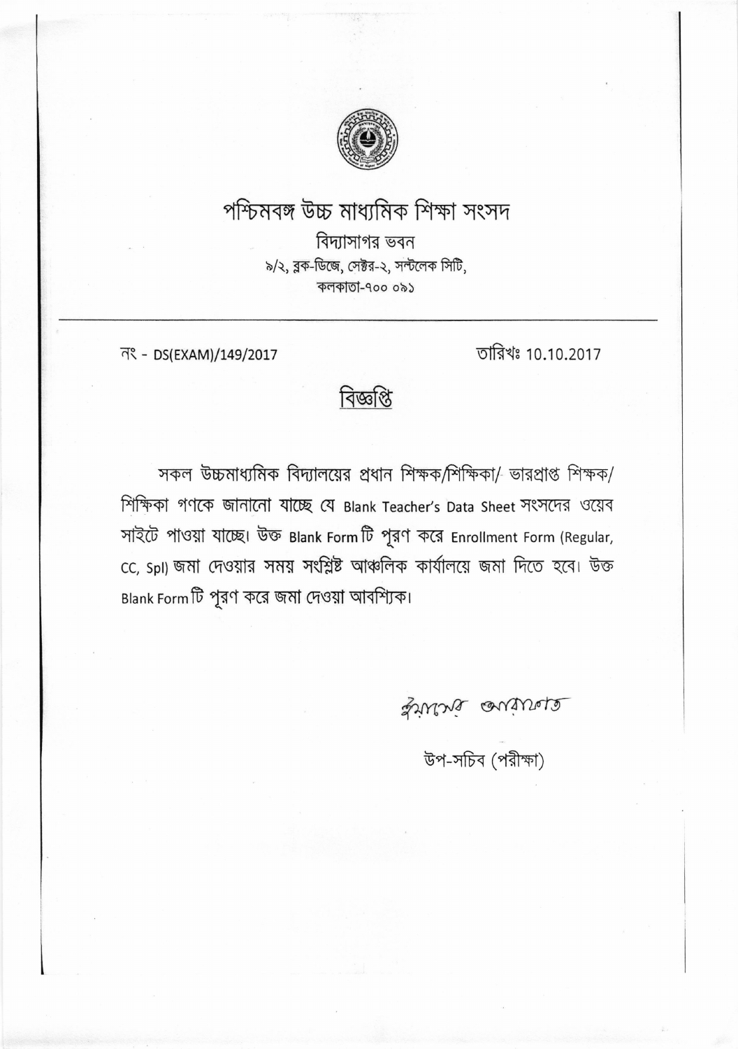# পশ্চিমবঙ্গ উচ্চ মাধ্যমিক শিক্ষা সংসদ

বিদ্যাসাগর ভবন

৯/২, ব্লক-ডিজে, সেক্টর-২, সল্টলেক সিটি,

কলকাতা-৭০০ ০৯১

---

নং - DS(EXAM)/149/2017

তারিখঃ 10.10.2017

## বিজ্ঞপ্তি

সকল উচ্চমাধ্যমিক বিদ্যালয়ের প্রধান শিক্ষক/শিক্ষিকা/ ভারপ্রাপ্ত শিক্ষক/ শিক্ষিকা গণকে জানানো যাচ্ছে যে Blank Teacher's Data Sheet সংসদের ওয়েব সাইটে পাওয়া যাচ্ছে। উক্ত Blank Form টি পূরণ করে Enrollment Form (Regular, CC, Spl) জমা দেওয়ার সময় সংশ্লিষ্ট আঞ্চলিক কার্যালয়ে জমা দিতে হবে। উক্ত Blank Form টি পূরণ করে জমা দেওয়া আবশ্যিক।

উপ-সচিব (পরীক্ষা)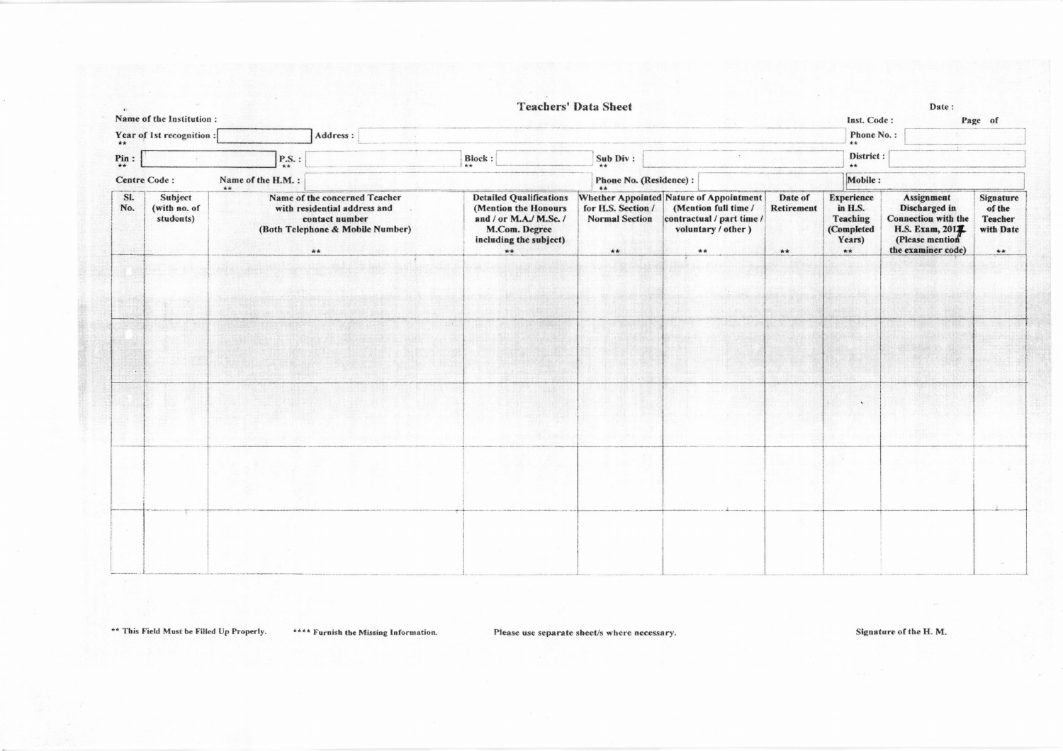# Teachers' Data Sheet

Date :

Name of the Institution :

Inst. Code :

Page of

Year of 1st recognition : ** 

Address :

Phone No. : **

Pin : **

P.S. : **

Block : **

Sub Div : **

District : **

Centre Code :

Name of the H.M. : **

Phone No. (Residence) : **

Mobile :

| Sl. No. | Subject (with no. of students) | Name of the concerned Teacher with residential address and contact number (Both Telephone & Mobile Number) ** | Detailed Qualifications (Mention the Honours and / or M.A./ M.Sc. / M.Com. Degree including the subject) ** | Whether Appointed for H.S. Section / Normal Section ** | Nature of Appointment (Mention full time / contractual / part time / voluntary / other ) ** | Date of Retirement ** | Experience in H.S. Teaching (Completed Years) ** | Assignment Discharged in Connection with the H.S. Exam, 2017 (Please mention the examiner code) | Signature of the Teacher with Date ** |
|---|---|---|---|---|---|---|---|---|---|
| | | | | | | | | | |
| | | | | | | | | | |
| | | | | | | | | | |
| | | | | | | | | | |
| | | | | | | | | | |

** This Field Must be Filled Up Properly.

**** Furnish the Missing Information.

Please use separate sheet/s where necessary.

Signature of the H. M.